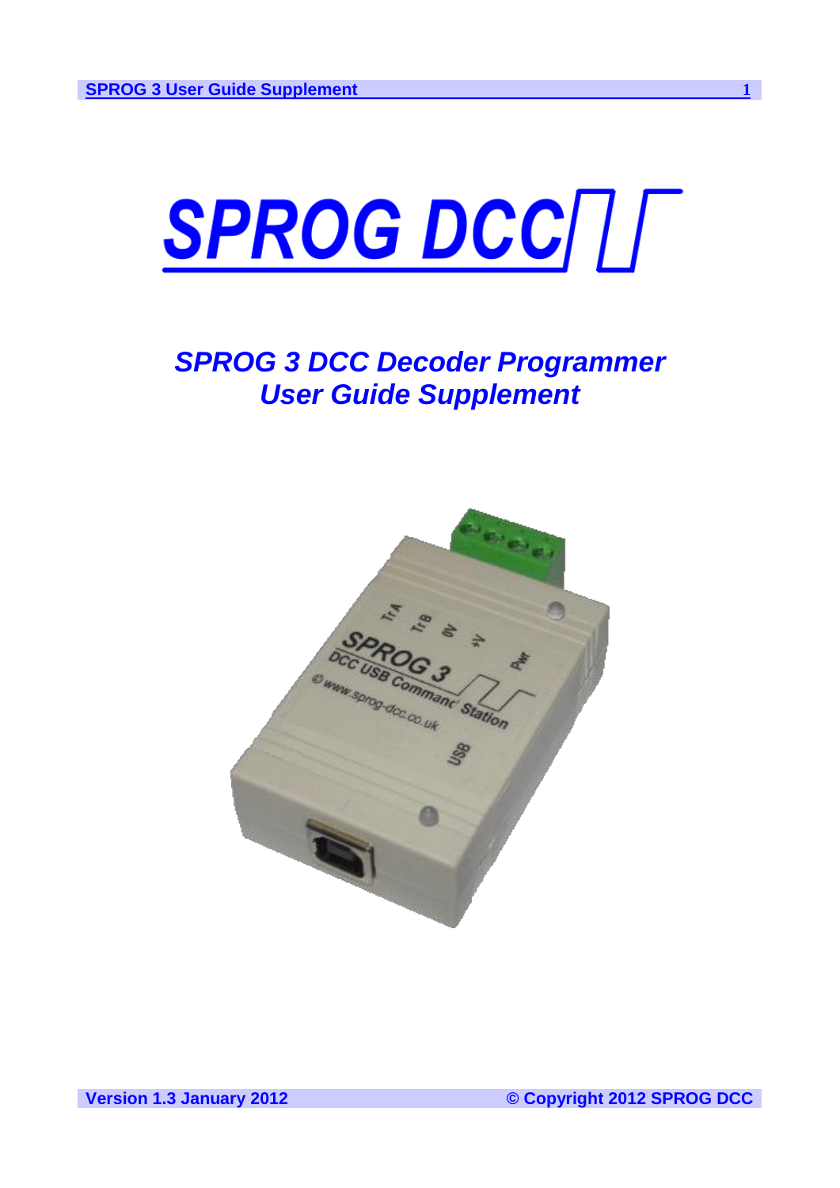# SPROG DCC

## *SPROG 3 DCC Decoder Programmer*
## *User Guide Supplement*

**Version 1.3 January 2012**

**© Copyright 2012 SPROG DCC**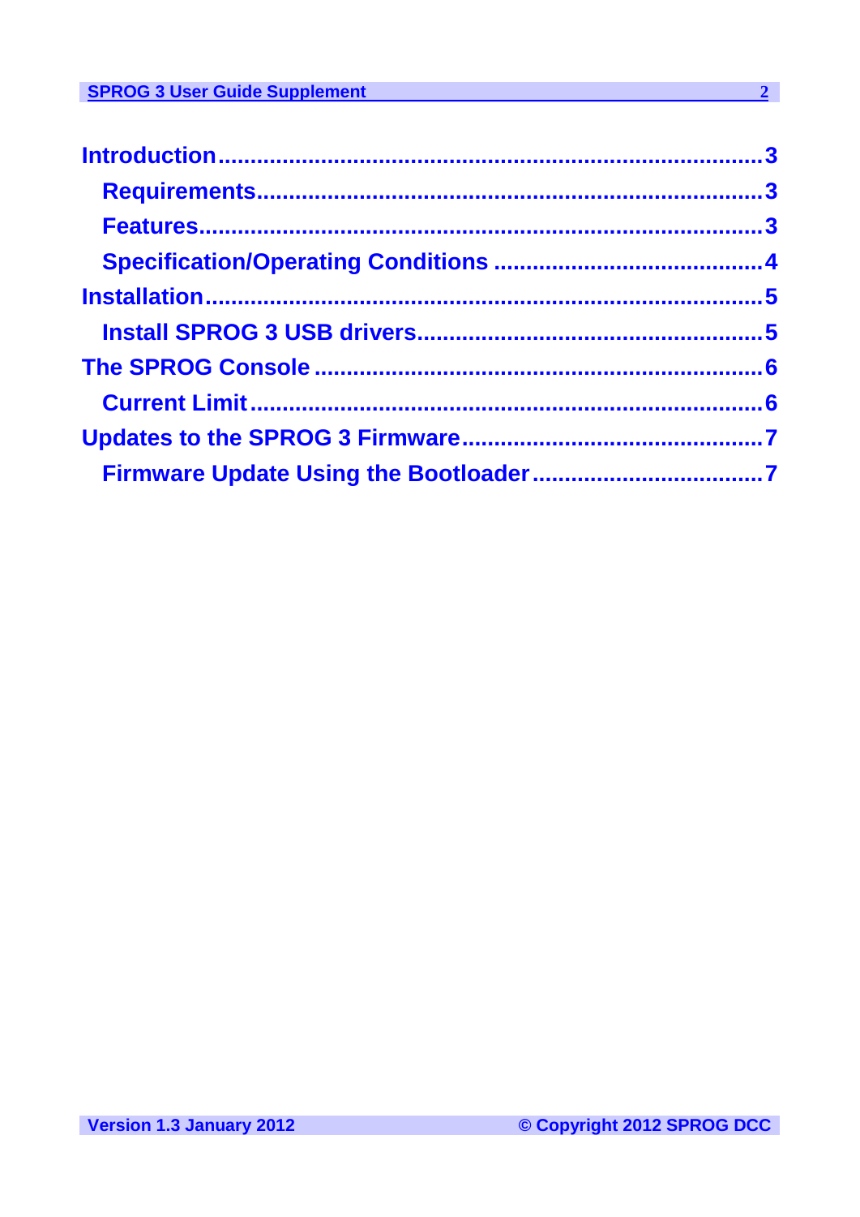Introduction....................................................................3
- Requirements.............................................................3
- Features.......................................................................3
- Specification/Operating Conditions ........................................4

Installation.....................................................................5
- Install SPROG 3 USB drivers......................................................5

The SPROG Console ....................................................................6
- Current Limit.................................................................6

Updates to the SPROG 3 Firmware..............................................7
- Firmware Update Using the Bootloader...................................7

Version 1.3 January 2012

© Copyright 2012 SPROG DCC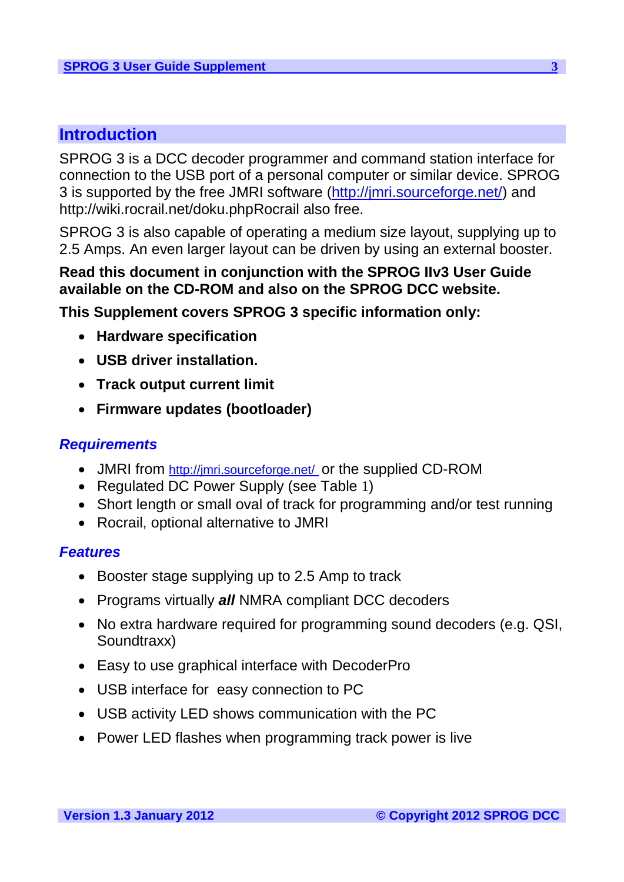## Introduction

SPROG 3 is a DCC decoder programmer and command station interface for connection to the USB port of a personal computer or similar device. SPROG 3 is supported by the free JMRI software (http://jmri.sourceforge.net/) and http://wiki.rocrail.net/doku.phpRocrail also free.

SPROG 3 is also capable of operating a medium size layout, supplying up to 2.5 Amps. An even larger layout can be driven by using an external booster.

**Read this document in conjunction with the SPROG IIv3 User Guide available on the CD-ROM and also on the SPROG DCC website.**

**This Supplement covers SPROG 3 specific information only:**

- **Hardware specification**
- **USB driver installation.**
- **Track output current limit**
- **Firmware updates (bootloader)**

### *Requirements*

- JMRI from http://jmri.sourceforge.net/ or the supplied CD-ROM
- Regulated DC Power Supply (see Table 1)
- Short length or small oval of track for programming and/or test running
- Rocrail, optional alternative to JMRI

### *Features*

- Booster stage supplying up to 2.5 Amp to track
- Programs virtually ***all*** NMRA compliant DCC decoders
- No extra hardware required for programming sound decoders (e.g. QSI, Soundtraxx)
- Easy to use graphical interface with DecoderPro
- USB interface for easy connection to PC
- USB activity LED shows communication with the PC
- Power LED flashes when programming track power is live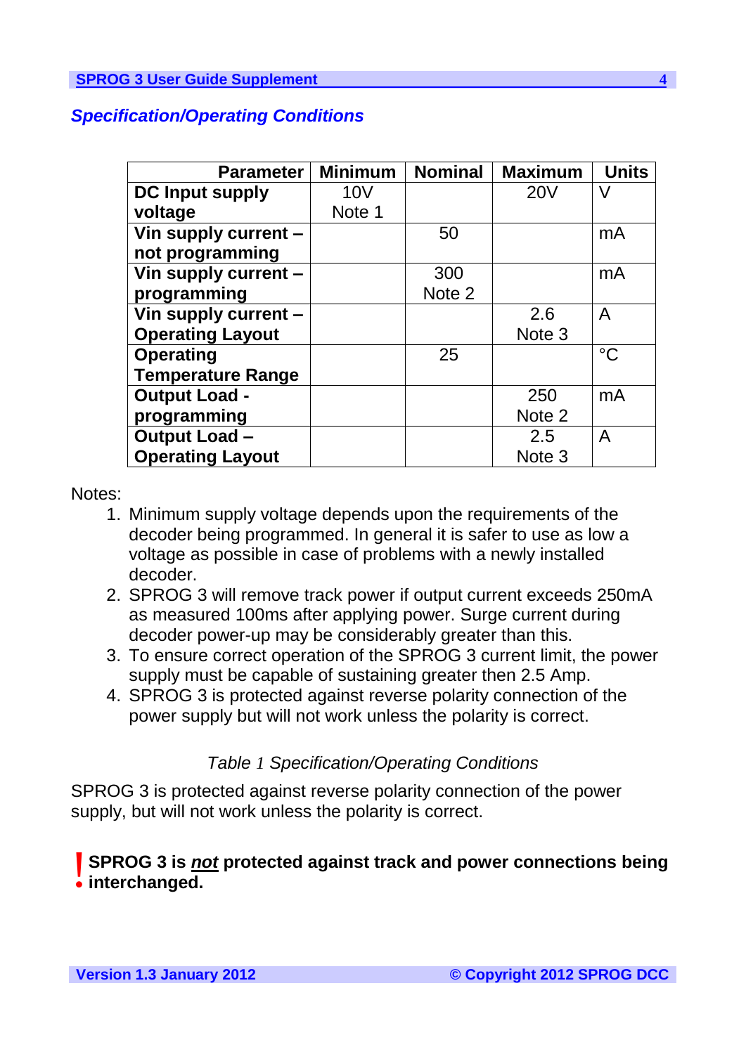## *Specification/Operating Conditions*

| Parameter | Minimum | Nominal | Maximum | Units |
|---|---|---|---|---|
| **DC Input supply voltage** | 10V Note 1 | | 20V | V |
| **Vin supply current – not programming** | | 50 | | mA |
| **Vin supply current – programming** | | 300 Note 2 | | mA |
| **Vin supply current – Operating Layout** | | | 2.6 Note 3 | A |
| **Operating Temperature Range** | | 25 | | °C |
| **Output Load - programming** | | | 250 Note 2 | mA |
| **Output Load – Operating Layout** | | | 2.5 Note 3 | A |

Notes:

1. Minimum supply voltage depends upon the requirements of the decoder being programmed. In general it is safer to use as low a voltage as possible in case of problems with a newly installed decoder.
2. SPROG 3 will remove track power if output current exceeds 250mA as measured 100ms after applying power. Surge current during decoder power-up may be considerably greater than this.
3. To ensure correct operation of the SPROG 3 current limit, the power supply must be capable of sustaining greater then 2.5 Amp.
4. SPROG 3 is protected against reverse polarity connection of the power supply but will not work unless the polarity is correct.

*Table 1 Specification/Operating Conditions*

SPROG 3 is protected against reverse polarity connection of the power supply, but will not work unless the polarity is correct.

**! SPROG 3 is *not* protected against track and power connections being interchanged.**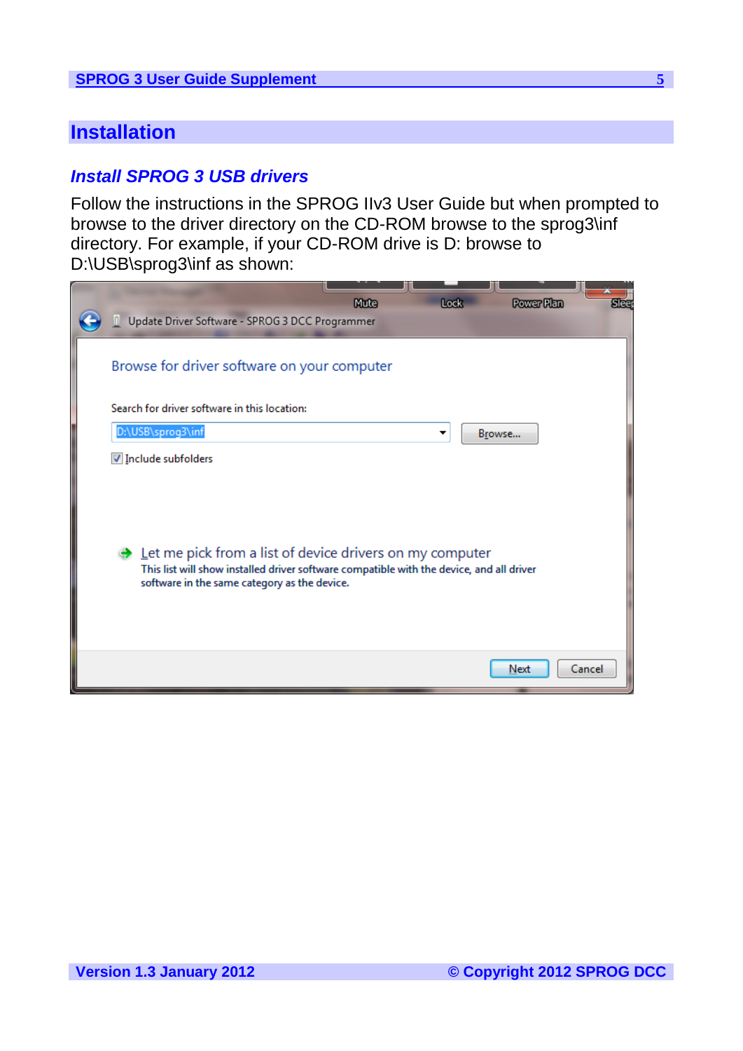# Installation

## *Install SPROG 3 USB drivers*

Follow the instructions in the SPROG IIv3 User Guide but when prompted to browse to the driver directory on the CD-ROM browse to the sprog3\inf directory. For example, if your CD-ROM drive is D: browse to D:\USB\sprog3\inf as shown: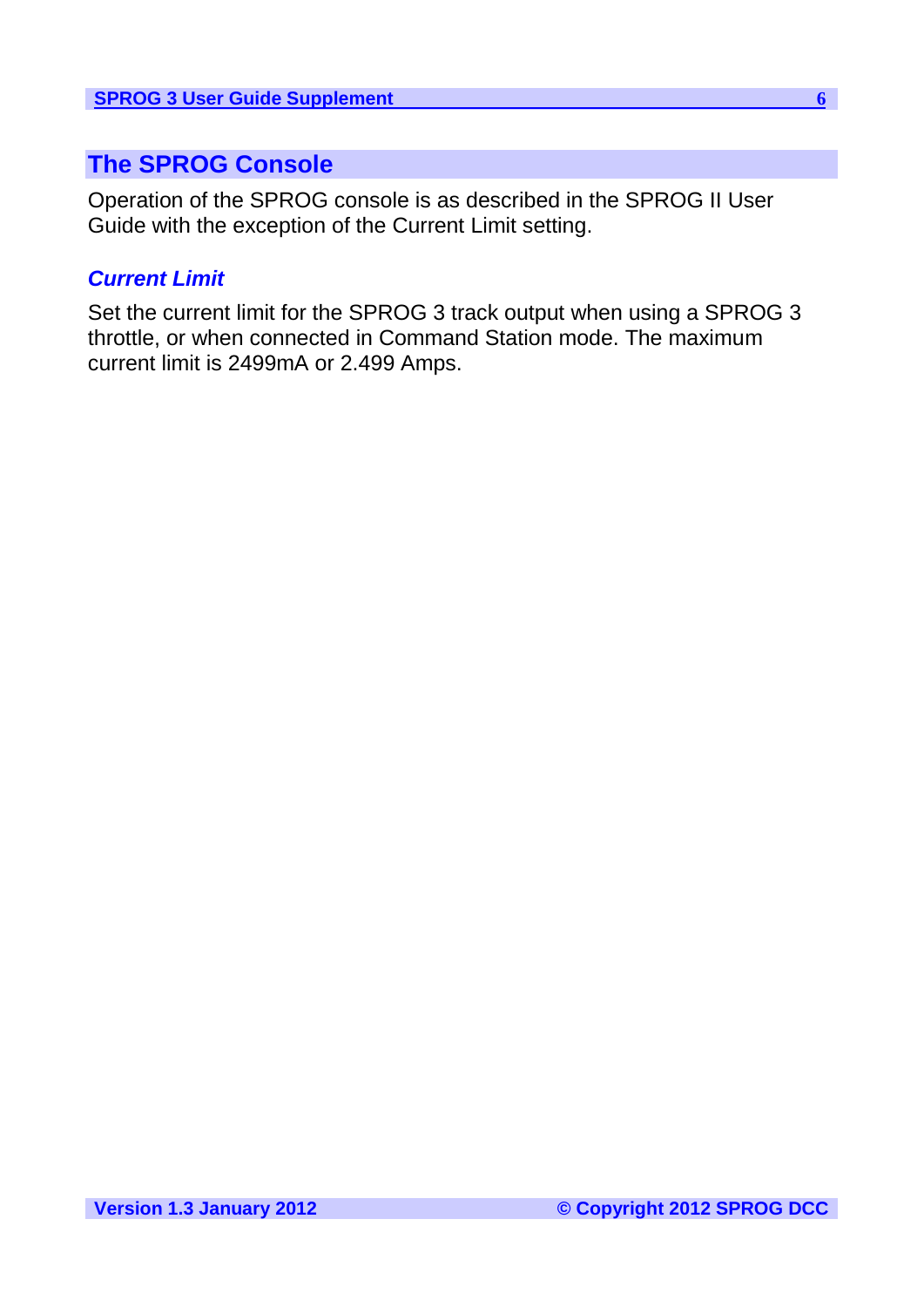## The SPROG Console

Operation of the SPROG console is as described in the SPROG II User Guide with the exception of the Current Limit setting.

### *Current Limit*

Set the current limit for the SPROG 3 track output when using a SPROG 3 throttle, or when connected in Command Station mode. The maximum current limit is 2499mA or 2.499 Amps.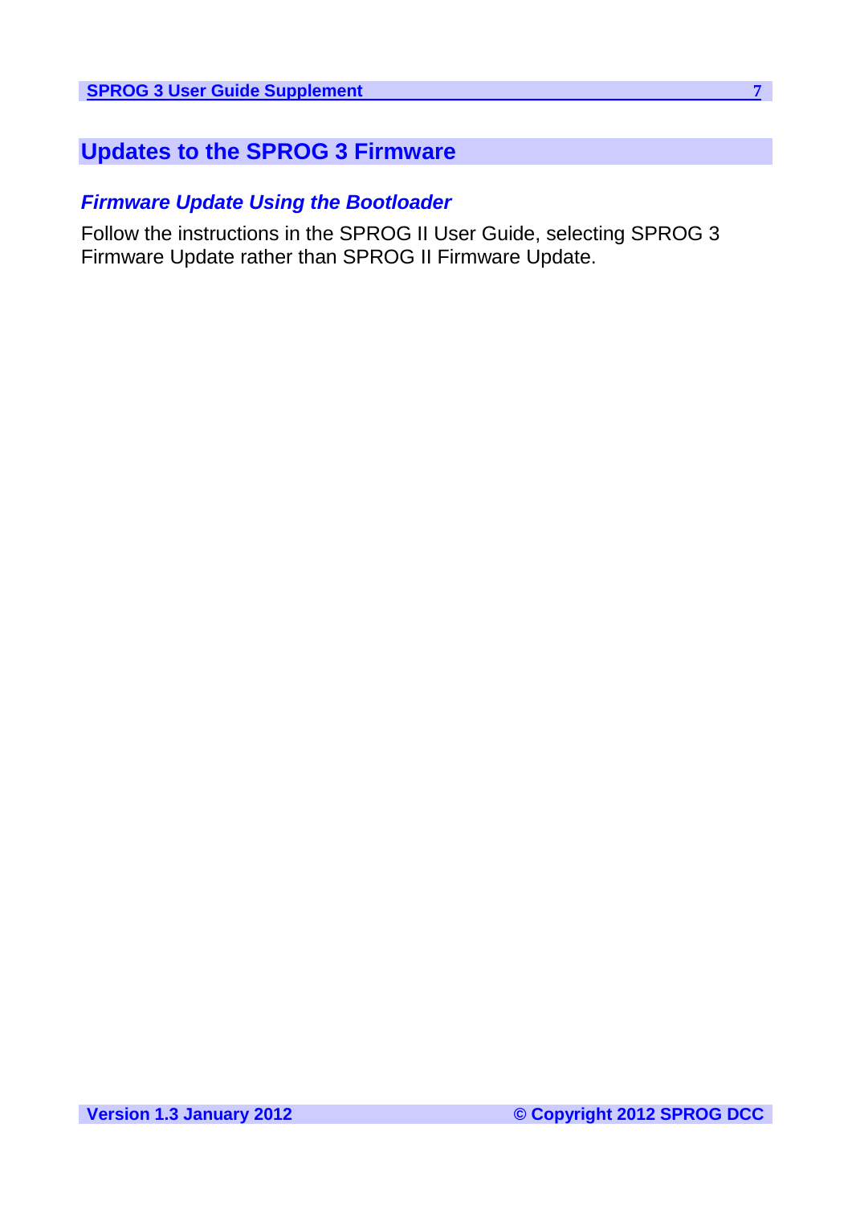## Updates to the SPROG 3 Firmware

### *Firmware Update Using the Bootloader*

Follow the instructions in the SPROG II User Guide, selecting SPROG 3 Firmware Update rather than SPROG II Firmware Update.